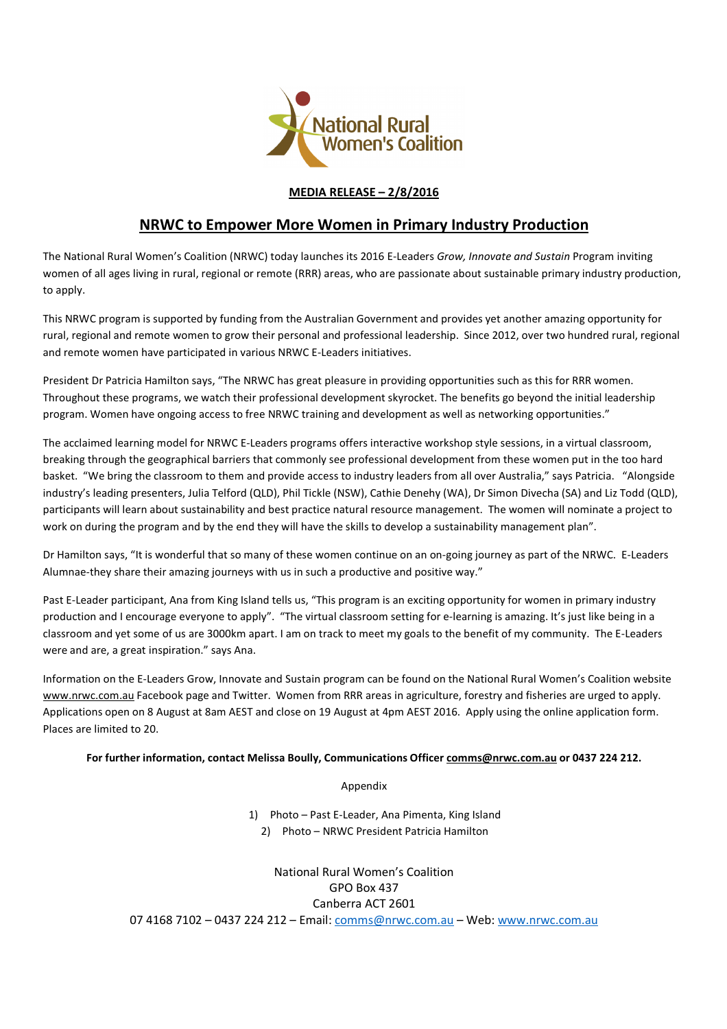National Rural Women's Coalition

**MEDIA RELEASE – 2/8/2016**

# NRWC to Empower More Women in Primary Industry Production

The National Rural Women's Coalition (NRWC) today launches its 2016 E-Leaders *Grow, Innovate and Sustain* Program inviting women of all ages living in rural, regional or remote (RRR) areas, who are passionate about sustainable primary industry production, to apply.

This NRWC program is supported by funding from the Australian Government and provides yet another amazing opportunity for rural, regional and remote women to grow their personal and professional leadership. Since 2012, over two hundred rural, regional and remote women have participated in various NRWC E-Leaders initiatives.

President Dr Patricia Hamilton says, "The NRWC has great pleasure in providing opportunities such as this for RRR women. Throughout these programs, we watch their professional development skyrocket. The benefits go beyond the initial leadership program. Women have ongoing access to free NRWC training and development as well as networking opportunities."

The acclaimed learning model for NRWC E-Leaders programs offers interactive workshop style sessions, in a virtual classroom, breaking through the geographical barriers that commonly see professional development from these women put in the too hard basket. "We bring the classroom to them and provide access to industry leaders from all over Australia," says Patricia. "Alongside industry's leading presenters, Julia Telford (QLD), Phil Tickle (NSW), Cathie Denehy (WA), Dr Simon Divecha (SA) and Liz Todd (QLD), participants will learn about sustainability and best practice natural resource management. The women will nominate a project to work on during the program and by the end they will have the skills to develop a sustainability management plan".

Dr Hamilton says, "It is wonderful that so many of these women continue on an on-going journey as part of the NRWC. E-Leaders Alumnae-they share their amazing journeys with us in such a productive and positive way."

Past E-Leader participant, Ana from King Island tells us, "This program is an exciting opportunity for women in primary industry production and I encourage everyone to apply". "The virtual classroom setting for e-learning is amazing. It's just like being in a classroom and yet some of us are 3000km apart. I am on track to meet my goals to the benefit of my community. The E-Leaders were and are, a great inspiration." says Ana.

Information on the E-Leaders Grow, Innovate and Sustain program can be found on the National Rural Women's Coalition website www.nrwc.com.au Facebook page and Twitter. Women from RRR areas in agriculture, forestry and fisheries are urged to apply. Applications open on 8 August at 8am AEST and close on 19 August at 4pm AEST 2016. Apply using the online application form. Places are limited to 20.

**For further information, contact Melissa Boully, Communications Officer comms@nrwc.com.au or 0437 224 212.**

Appendix

1) Photo – Past E-Leader, Ana Pimenta, King Island
2) Photo – NRWC President Patricia Hamilton

National Rural Women's Coalition
GPO Box 437
Canberra ACT 2601
07 4168 7102 – 0437 224 212 – Email: comms@nrwc.com.au – Web: www.nrwc.com.au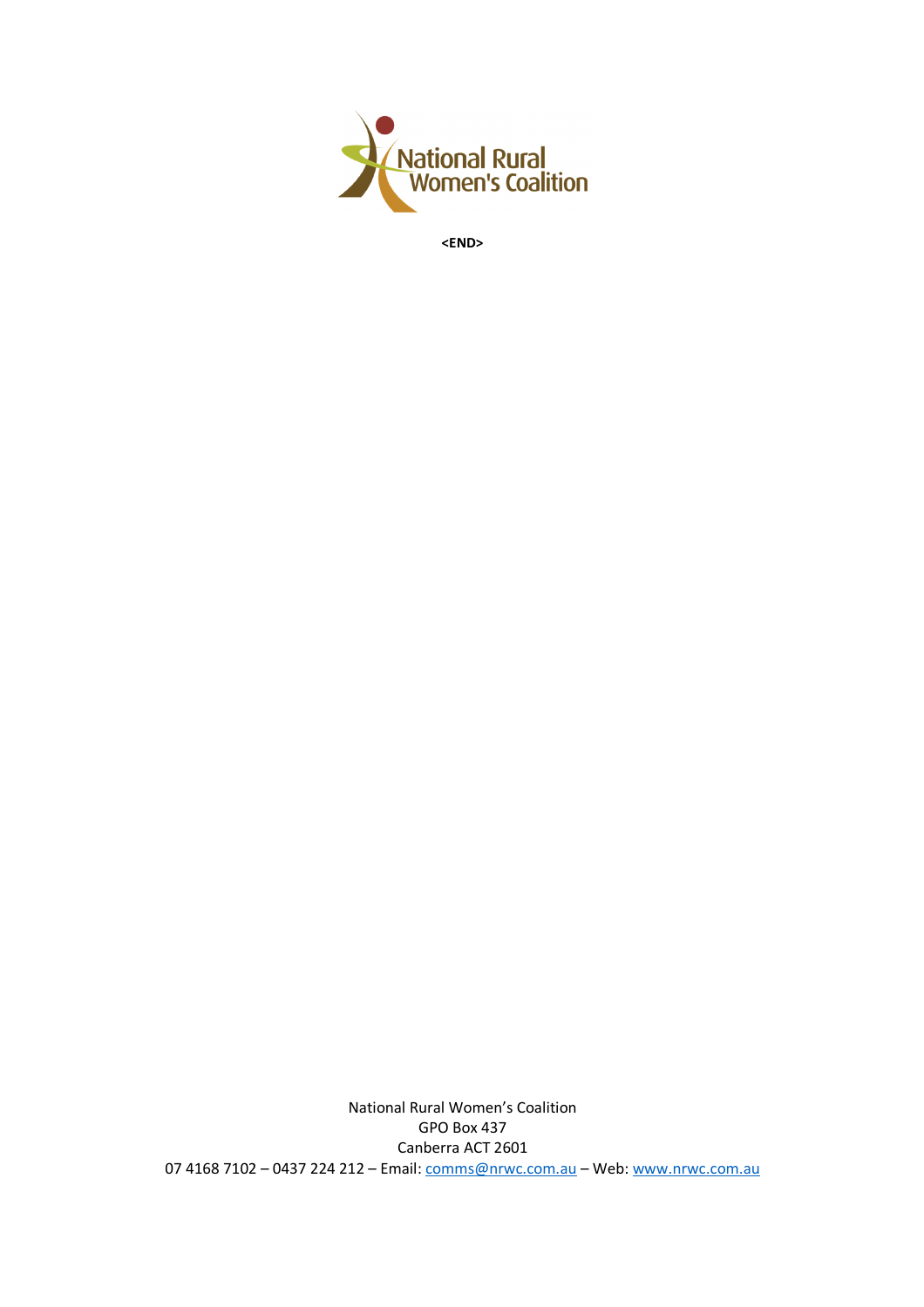**<END>**

National Rural Women's Coalition
GPO Box 437
Canberra ACT 2601
07 4168 7102 – 0437 224 212 – Email: comms@nrwc.com.au – Web: www.nrwc.com.au